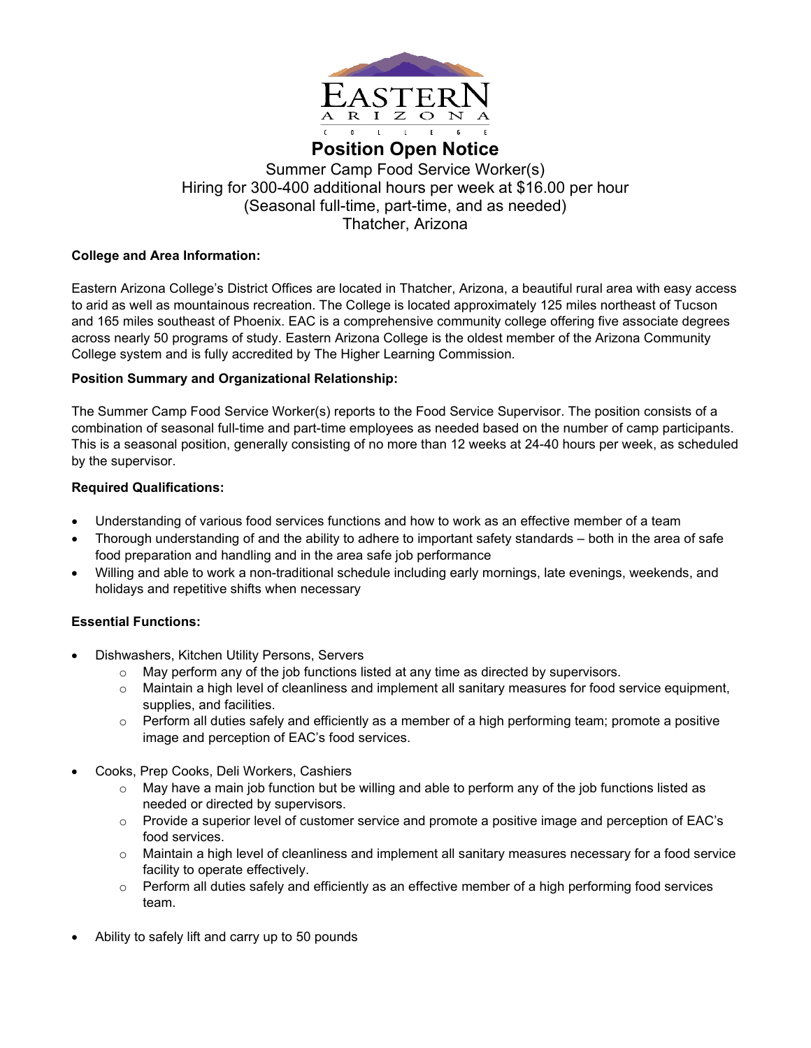# Position Open Notice

Summer Camp Food Service Worker(s)
Hiring for 300-400 additional hours per week at $16.00 per hour
(Seasonal full-time, part-time, and as needed)
Thatcher, Arizona

**College and Area Information:**

Eastern Arizona College's District Offices are located in Thatcher, Arizona, a beautiful rural area with easy access to arid as well as mountainous recreation. The College is located approximately 125 miles northeast of Tucson and 165 miles southeast of Phoenix. EAC is a comprehensive community college offering five associate degrees across nearly 50 programs of study. Eastern Arizona College is the oldest member of the Arizona Community College system and is fully accredited by The Higher Learning Commission.

**Position Summary and Organizational Relationship:**

The Summer Camp Food Service Worker(s) reports to the Food Service Supervisor. The position consists of a combination of seasonal full-time and part-time employees as needed based on the number of camp participants. This is a seasonal position, generally consisting of no more than 12 weeks at 24-40 hours per week, as scheduled by the supervisor.

**Required Qualifications:**

- Understanding of various food services functions and how to work as an effective member of a team
- Thorough understanding of and the ability to adhere to important safety standards – both in the area of safe food preparation and handling and in the area safe job performance
- Willing and able to work a non-traditional schedule including early mornings, late evenings, weekends, and holidays and repetitive shifts when necessary

**Essential Functions:**

- Dishwashers, Kitchen Utility Persons, Servers
  - May perform any of the job functions listed at any time as directed by supervisors.
  - Maintain a high level of cleanliness and implement all sanitary measures for food service equipment, supplies, and facilities.
  - Perform all duties safely and efficiently as a member of a high performing team; promote a positive image and perception of EAC's food services.
- Cooks, Prep Cooks, Deli Workers, Cashiers
  - May have a main job function but be willing and able to perform any of the job functions listed as needed or directed by supervisors.
  - Provide a superior level of customer service and promote a positive image and perception of EAC's food services.
  - Maintain a high level of cleanliness and implement all sanitary measures necessary for a food service facility to operate effectively.
  - Perform all duties safely and efficiently as an effective member of a high performing food services team.
- Ability to safely lift and carry up to 50 pounds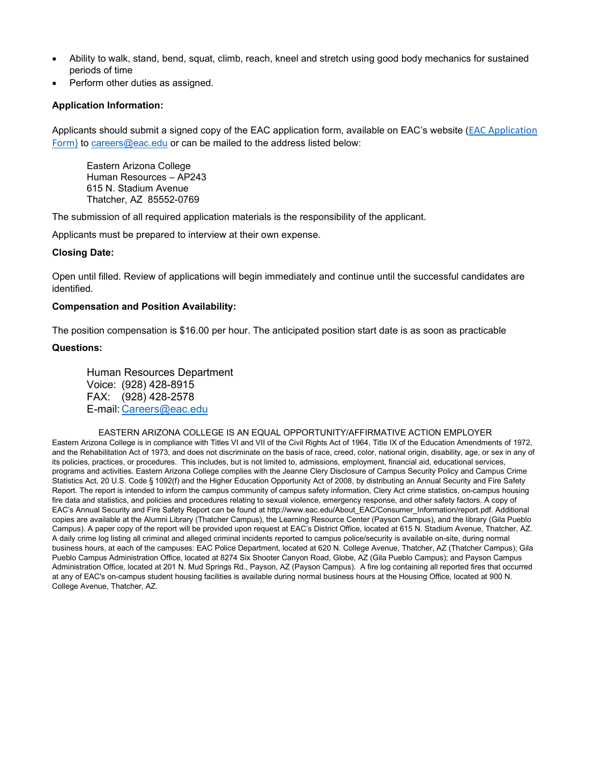- Ability to walk, stand, bend, squat, climb, reach, kneel and stretch using good body mechanics for sustained periods of time
- Perform other duties as assigned.

**Application Information:**

Applicants should submit a signed copy of the EAC application form, available on EAC's website (EAC Application Form) to careers@eac.edu or can be mailed to the address listed below:

Eastern Arizona College
Human Resources – AP243
615 N. Stadium Avenue
Thatcher, AZ 85552-0769

The submission of all required application materials is the responsibility of the applicant.

Applicants must be prepared to interview at their own expense.

**Closing Date:**

Open until filled. Review of applications will begin immediately and continue until the successful candidates are identified.

**Compensation and Position Availability:**

The position compensation is $16.00 per hour. The anticipated position start date is as soon as practicable

**Questions:**

Human Resources Department
Voice: (928) 428-8915
FAX: (928) 428-2578
E-mail: Careers@eac.edu

EASTERN ARIZONA COLLEGE IS AN EQUAL OPPORTUNITY/AFFIRMATIVE ACTION EMPLOYER

Eastern Arizona College is in compliance with Titles VI and VII of the Civil Rights Act of 1964, Title IX of the Education Amendments of 1972, and the Rehabilitation Act of 1973, and does not discriminate on the basis of race, creed, color, national origin, disability, age, or sex in any of its policies, practices, or procedures. This includes, but is not limited to, admissions, employment, financial aid, educational services, programs and activities. Eastern Arizona College complies with the Jeanne Clery Disclosure of Campus Security Policy and Campus Crime Statistics Act, 20 U.S. Code § 1092(f) and the Higher Education Opportunity Act of 2008, by distributing an Annual Security and Fire Safety Report. The report is intended to inform the campus community of campus safety information, Clery Act crime statistics, on-campus housing fire data and statistics, and policies and procedures relating to sexual violence, emergency response, and other safety factors. A copy of EAC's Annual Security and Fire Safety Report can be found at http://www.eac.edu/About_EAC/Consumer_Information/report.pdf. Additional copies are available at the Alumni Library (Thatcher Campus), the Learning Resource Center (Payson Campus), and the library (Gila Pueblo Campus). A paper copy of the report will be provided upon request at EAC's District Office, located at 615 N. Stadium Avenue, Thatcher, AZ. A daily crime log listing all criminal and alleged criminal incidents reported to campus police/security is available on-site, during normal business hours, at each of the campuses: EAC Police Department, located at 620 N. College Avenue, Thatcher, AZ (Thatcher Campus); Gila Pueblo Campus Administration Office, located at 8274 Six Shooter Canyon Road, Globe, AZ (Gila Pueblo Campus); and Payson Campus Administration Office, located at 201 N. Mud Springs Rd., Payson, AZ (Payson Campus). A fire log containing all reported fires that occurred at any of EAC's on-campus student housing facilities is available during normal business hours at the Housing Office, located at 900 N. College Avenue, Thatcher, AZ.